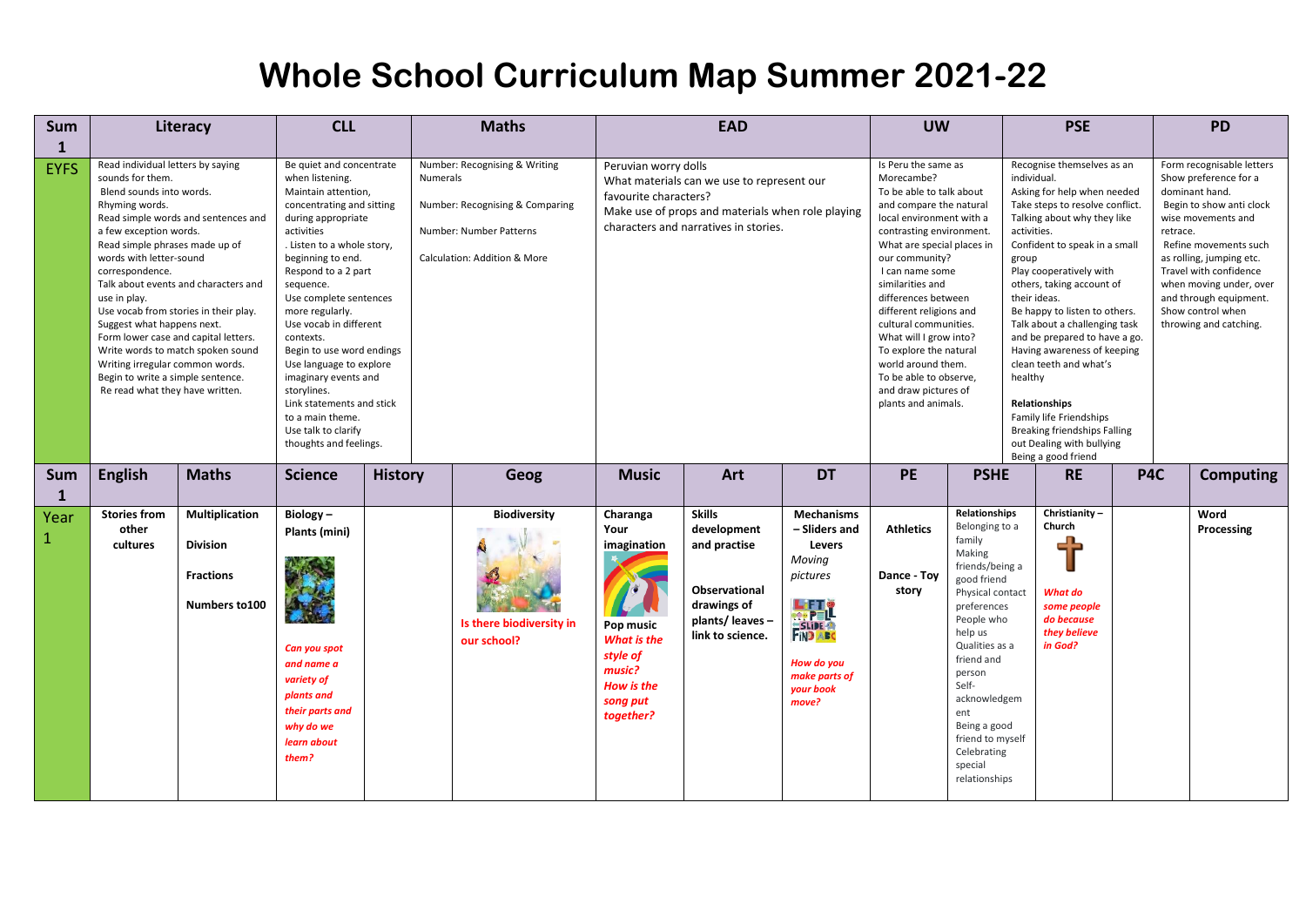# Whole School Curriculum Map Summer 2021-22

| Sum 1 | Literacy | CLL | Maths | EAD | UW | PSE | PD |
|---|---|---|---|---|---|---|---|
| EYFS | Read individual letters by saying sounds for them. Blend sounds into words. Rhyming words. Read simple words and sentences and a few exception words. Read simple phrases made up of words with letter-sound correspondence. Talk about events and characters and use in play. Use vocab from stories in their play. Suggest what happens next. Form lower case and capital letters. Write words to match spoken sound Writing irregular common words. Begin to write a simple sentence. Re read what they have written. | Be quiet and concentrate when listening. Maintain attention, concentrating and sitting during appropriate activities . Listen to a whole story, beginning to end. Respond to a 2 part sequence. Use complete sentences more regularly. Use vocab in different contexts. Begin to use word endings Use language to explore imaginary events and storylines. Link statements and stick to a main theme. Use talk to clarify thoughts and feelings. | Number: Recognising & Writing Numerals<br><br>Number: Recognising & Comparing<br><br>Number: Number Patterns<br><br>Calculation: Addition & More | Peruvian worry dolls What materials can we use to represent our favourite characters? Make use of props and materials when role playing characters and narratives in stories. | Is Peru the same as Morecambe? To be able to talk about and compare the natural local environment with a contrasting environment. What are special places in our community? I can name some similarities and differences between different religions and cultural communities. What will I grow into? To explore the natural world around them. To be able to observe, and draw pictures of plants and animals. | Recognise themselves as an individual. Asking for help when needed Take steps to resolve conflict. Talking about why they like activities. Confident to speak in a small group Play cooperatively with others, taking account of their ideas. Be happy to listen to others. Talk about a challenging task and be prepared to have a go. Having awareness of keeping clean teeth and what's healthy<br><br>**Relationships**<br>Family life Friendships Breaking friendships Falling out Dealing with bullying Being a good friend | Form recognisable letters Show preference for a dominant hand. Begin to show anti clock wise movements and retrace. Refine movements such as rolling, jumping etc. Travel with confidence when moving under, over and through equipment. Show control when throwing and catching. |

| Sum 1 | English | Maths | Science | History | Geog | Music | Art | DT | PE | PSHE | RE | P4C | Computing |
|---|---|---|---|---|---|---|---|---|---|---|---|---|---|
| Year 1 | **Stories from other cultures** | **Multiplication**<br><br>**Division**<br><br>**Fractions**<br><br>**Numbers to100** | **Biology – Plants (mini)**<br><br>***Can you spot and name a variety of plants and their parts and why do we learn about them?*** | | **Biodiversity**<br><br>**Is there biodiversity in our school?** | **Charanga Your imagination**<br><br>**Pop music**<br>***What is the style of music? How is the song put together?*** | **Skills development and practise**<br><br>**Observational drawings of plants/ leaves – link to science.** | **Mechanisms – Sliders and Levers**<br>*Moving pictures*<br><br>***How do you make parts of your book move?*** | **Athletics**<br><br>**Dance - Toy story** | **Relationships**<br>Belonging to a family Making friends/being a good friend Physical contact preferences People who help us Qualities as a friend and person Self-acknowledgement Being a good friend to myself Celebrating special relationships | **Christianity – Church**<br><br>***What do some people do because they believe in God?*** | | **Word Processing** |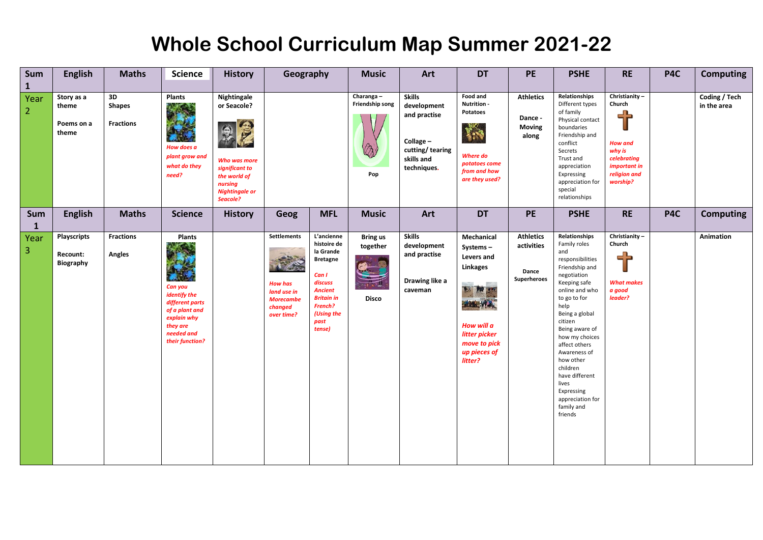# Whole School Curriculum Map Summer 2021-22

| Sum 1 | English | Maths | Science | History | Geography | | Music | Art | DT | PE | PSHE | RE | P4C | Computing |
|---|---|---|---|---|---|---|---|---|---|---|---|---|---|---|
| Year 2 | Story as a theme<br><br>Poems on a theme | 3D Shapes<br><br>Fractions | Plants<br><br>*How does a plant grow and what do they need?* | Nightingale or Seacole?<br><br>*Who was more significant to the world of nursing Nightingale or Seacole?* | | | Charanga – Friendship song<br><br>Pop | Skills development and practise<br><br>Collage – cutting/ tearing skills and techniques. | Food and Nutrition - Potatoes<br><br>*Where do potatoes come from and how are they used?* | Athletics<br><br>Dance - Moving along | Relationships<br>Different types of family<br>Physical contact boundaries<br>Friendship and conflict<br>Secrets<br>Trust and appreciation<br>Expressing appreciation for special relationships | Christianity – Church<br><br>*How and why is celebrating important in religion and worship?* | | Coding / Tech in the area |
| **Sum 1** | **English** | **Maths** | **Science** | **History** | **Geog** | **MFL** | **Music** | **Art** | **DT** | **PE** | **PSHE** | **RE** | **P4C** | **Computing** |
| Year 3 | Playscripts<br><br>Recount: Biography | Fractions<br><br>Angles | Plants<br><br>*Can you identify the different parts of a plant and explain why they are needed and their function?* | | Settlements<br><br>*How has land use in Morecambe changed over time?* | L'ancienne histoire de la Grande Bretagne<br><br>*Can I discuss Ancient Britain in French? (Using the past tense)* | Bring us together<br><br>Disco | Skills development and practise<br><br>Drawing like a caveman | Mechanical Systems – Levers and Linkages<br><br>*How will a litter picker move to pick up pieces of litter?* | Athletics activities<br><br>Dance Superheroes | Relationships<br>Family roles and responsibilities<br>Friendship and negotiation<br>Keeping safe online and who to go to for help<br>Being a global citizen<br>Being aware of how my choices affect others<br>Awareness of how other children have different lives<br>Expressing appreciation for family and friends | Christianity – Church<br><br>*What makes a good leader?* | | Animation |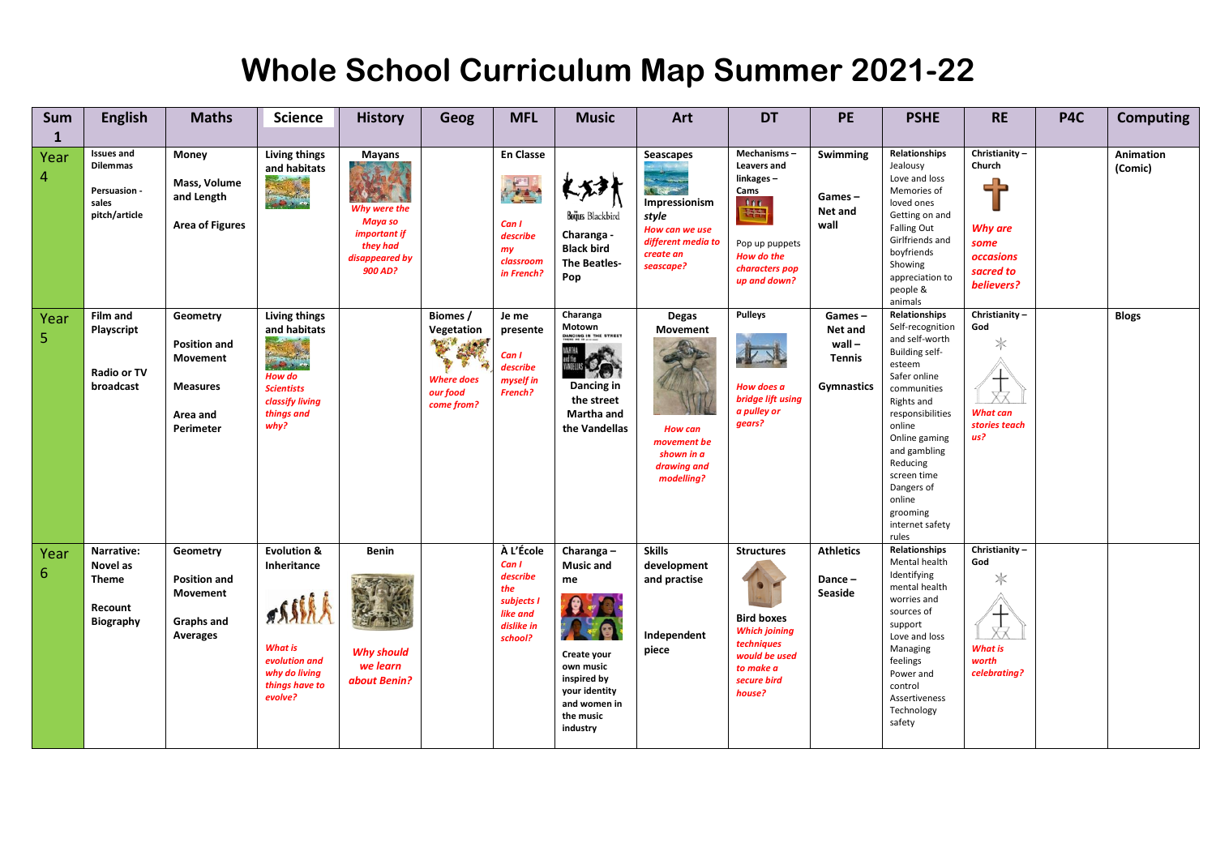# Whole School Curriculum Map Summer 2021-22

| Sum 1 | English | Maths | Science | History | Geog | MFL | Music | Art | DT | PE | PSHE | RE | P4C | Computing |
|---|---|---|---|---|---|---|---|---|---|---|---|---|---|---|
| Year 4 | **Issues and Dilemmas**<br><br>**Persuasion - sales pitch/article** | **Money**<br><br>**Mass, Volume and Length**<br><br>**Area of Figures** | **Living things and habitats** | **Mayans**<br>*Why were the Maya so important if they had disappeared by 900 AD?* | | **En Classe**<br>*Can I describe my classroom in French?* | Blackbird<br>**Charanga - Black bird**<br>**The Beatles- Pop** | **Seascapes**<br>**Impressionism style**<br>*How can we use different media to create an seascape?* | **Mechanisms – Leavers and linkages – Cams**<br><br>Pop up puppets<br>*How do the characters pop up and down?* | **Swimming**<br><br>**Games – Net and wall** | **Relationships**<br>Jealousy<br>Love and loss<br>Memories of loved ones<br>Getting on and Falling Out<br>Girlfriends and boyfriends<br>Showing appreciation to people & animals | **Christianity – Church**<br>*Why are some occasions sacred to believers?* | | **Animation (Comic)** |
| Year 5 | **Film and Playscript**<br><br>**Radio or TV broadcast** | **Geometry**<br><br>**Position and Movement**<br><br>**Measures**<br><br>**Area and Perimeter** | **Living things and habitats**<br>*How do Scientists classify living things and why?* | | **Biomes / Vegetation**<br>*Where does our food come from?* | **Je me presente**<br>*Can I describe myself in French?* | **Charanga Motown**<br>**Dancing in the street Martha and the Vandellas** | **Degas Movement**<br>*How can movement be shown in a drawing and modelling?* | **Pulleys**<br>*How does a bridge lift using a pulley or gears?* | **Games – Net and wall – Tennis**<br><br>**Gymnastics** | **Relationships**<br>Self-recognition and self-worth<br>Building self-esteem<br>Safer online communities<br>Rights and responsibilities online<br>Online gaming and gambling<br>Reducing screen time<br>Dangers of online grooming<br>internet safety rules | **Christianity – God**<br>*What can stories teach us?* | | **Blogs** |
| Year 6 | **Narrative: Novel as Theme**<br><br>**Recount Biography** | **Geometry**<br><br>**Position and Movement**<br><br>**Graphs and Averages** | **Evolution & Inheritance**<br>*What is evolution and why do living things have to evolve?* | **Benin**<br>*Why should we learn about Benin?* | | **À L'École**<br>*Can I describe the subjects I like and dislike in school?* | **Charanga – Music and me**<br>**Create your own music inspired by your identity and women in the music industry** | **Skills development and practise**<br><br>**Independent piece** | **Structures**<br><br>**Bird boxes**<br>*Which joining techniques would be used to make a secure bird house?* | **Athletics**<br><br>**Dance – Seaside** | **Relationships**<br>Mental health<br>Identifying mental health worries and sources of support<br>Love and loss<br>Managing feelings<br>Power and control<br>Assertiveness<br>Technology safety | **Christianity – God**<br>*What is worth celebrating?* | | |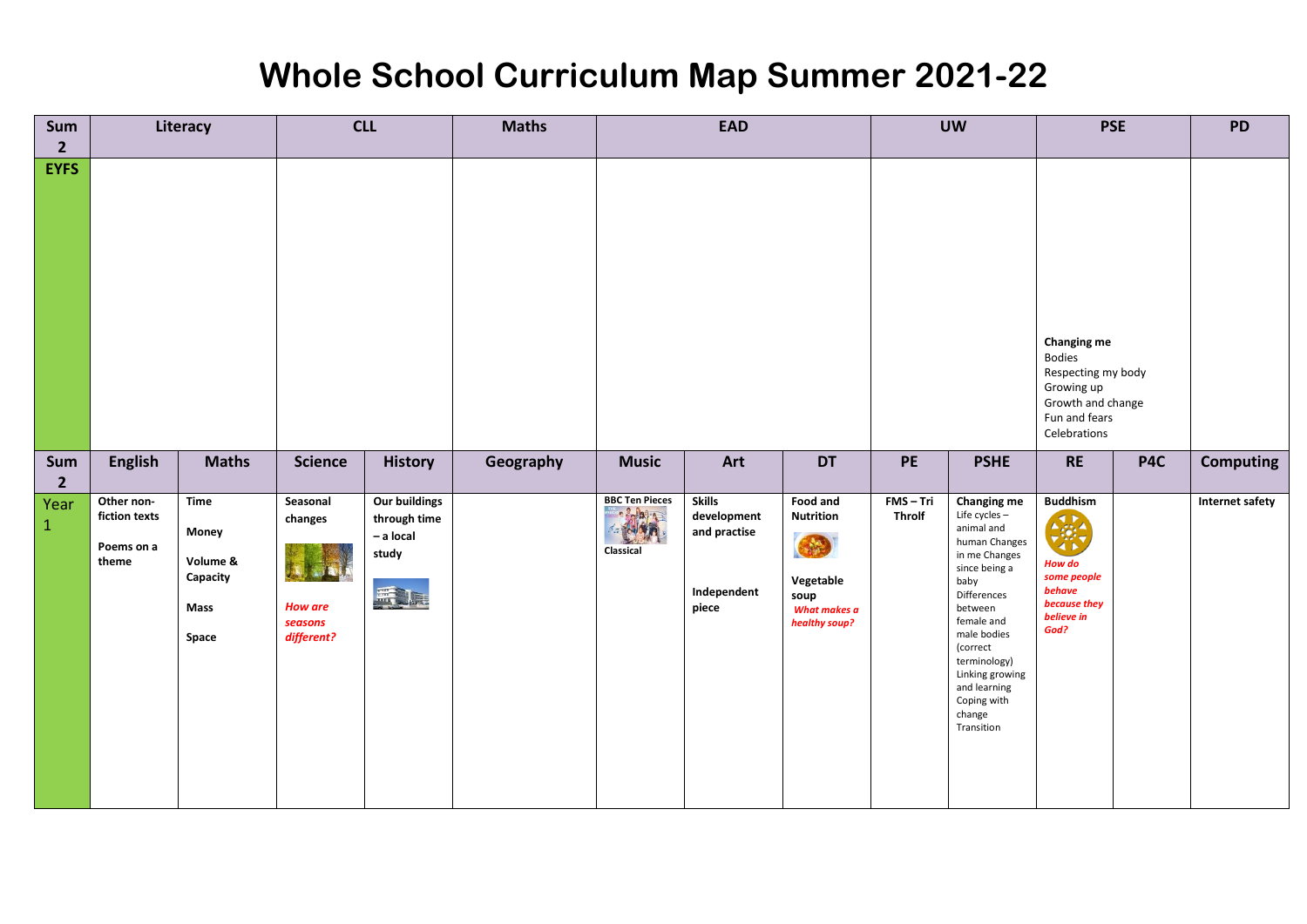# Whole School Curriculum Map Summer 2021-22

| Sum 2 | Literacy | | CLL | | Maths | EAD | | | UW | | PSE | | PD |
|---|---|---|---|---|---|---|---|---|---|---|---|---|---|
| EYFS | | | | | | | | | | | **Changing me** Bodies Respecting my body Growing up Growth and change Fun and fears Celebrations | | |
| **Sum 2** | **English** | **Maths** | **Science** | **History** | **Geography** | **Music** | **Art** | **DT** | **PE** | **PSHE** | **RE** | **P4C** | **Computing** |
| Year 1 | **Other non-fiction texts** **Poems on a theme** | **Time** **Money** **Volume & Capacity** **Mass** **Space** | **Seasonal changes** ***How are seasons different?*** | **Our buildings through time – a local study** | | **BBC Ten Pieces** **Classical** | **Skills development and practise** **Independent piece** | **Food and Nutrition** **Vegetable soup** ***What makes a healthy soup?*** | **FMS – Tri Throlf** | **Changing me** Life cycles – animal and human Changes in me Changes since being a baby Differences between female and male bodies (correct terminology) Linking growing and learning Coping with change Transition | **Buddhism** ***How do some people behave because they believe in God?*** | | **Internet safety** |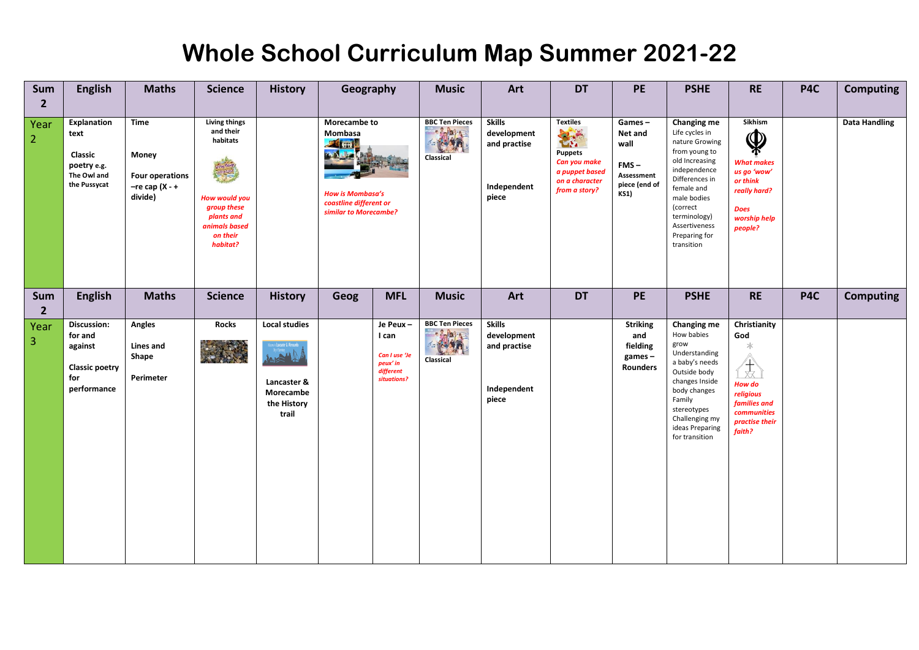# Whole School Curriculum Map Summer 2021-22

| Sum 2 | English | Maths | Science | History | Geography | | Music | Art | DT | PE | PSHE | RE | P4C | Computing |
|---|---|---|---|---|---|---|---|---|---|---|---|---|---|---|
| Year 2 | **Explanation text**<br><br>**Classic poetry e.g. The Owl and the Pussycat** | **Time**<br><br>**Money**<br><br>**Four operations –re cap (X - + divide)** | **Living things and their habitats**<br><br>***How would you group these plants and animals based on their habitat?*** | | **Morecambe to Mombasa**<br><br>***How is Mombasa's coastline different or similar to Morecambe?*** | | **BBC Ten Pieces**<br><br>**Classical** | **Skills development and practise**<br><br>**Independent piece** | **Textiles**<br><br>**Puppets**<br>***Can you make a puppet based on a character from a story?*** | **Games – Net and wall**<br><br>**FMS – Assessment piece (end of KS1)** | **Changing me**<br>Life cycles in nature Growing from young to old Increasing independence Differences in female and male bodies (correct terminology) Assertiveness Preparing for transition | **Sikhism**<br><br>***What makes us go 'wow' or think really hard?***<br><br>***Does worship help people?*** | | **Data Handling** |
| **Sum 2** | **English** | **Maths** | **Science** | **History** | **Geog** | **MFL** | **Music** | **Art** | **DT** | **PE** | **PSHE** | **RE** | **P4C** | **Computing** |
| Year 3 | **Discussion: for and against**<br><br>**Classic poetry for performance** | **Angles**<br><br>**Lines and Shape**<br><br>**Perimeter** | **Rocks** | **Local studies**<br><br>**Lancaster & Morecambe the History trail** | | **Je Peux – I can**<br><br>***Can I use 'Je peux' in different situations?*** | **BBC Ten Pieces**<br><br>**Classical** | **Skills development and practise**<br><br>**Independent piece** | | **Striking and fielding games – Rounders** | **Changing me**<br>How babies grow Understanding a baby's needs Outside body changes Inside body changes Family stereotypes Challenging my ideas Preparing for transition | **Christianity God**<br><br>***How do religious families and communities practise their faith?*** | | |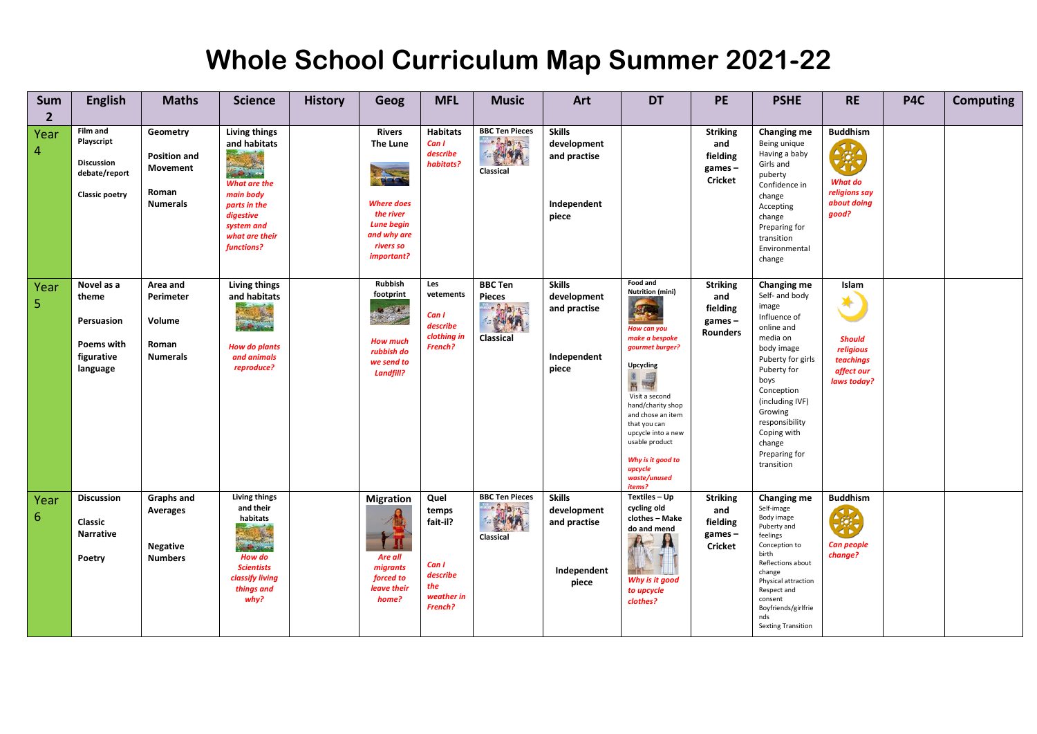# Whole School Curriculum Map Summer 2021-22

| Sum 2 | English | Maths | Science | History | Geog | MFL | Music | Art | DT | PE | PSHE | RE | P4C | Computing |
|---|---|---|---|---|---|---|---|---|---|---|---|---|---|---|
| Year 4 | **Film and Playscript**<br><br>**Discussion debate/report**<br><br>**Classic poetry** | **Geometry**<br><br>**Position and Movement**<br><br>**Roman Numerals** | **Living things and habitats**<br>*What are the main body parts in the digestive system and what are their functions?* | | **Rivers**<br>**The Lune**<br><br>*Where does the river Lune begin and why are rivers so important?* | **Habitats**<br>*Can I describe habitats?* | **BBC Ten Pieces**<br>**Classical** | **Skills development and practise**<br><br>**Independent piece** | | **Striking and fielding games – Cricket** | **Changing me**<br>Being unique<br>Having a baby<br>Girls and puberty<br>Confidence in change<br>Accepting change<br>Preparing for transition<br>Environmental change | **Buddhism**<br>*What do religions say about doing good?* | | |
| Year 5 | **Novel as a theme**<br><br>**Persuasion**<br><br>**Poems with figurative language** | **Area and Perimeter**<br><br>**Volume**<br><br>**Roman Numerals** | **Living things and habitats**<br><br>*How do plants and animals reproduce?* | | **Rubbish footprint**<br><br>*How much rubbish do we send to Landfill?* | **Les vetements**<br><br>*Can I describe clothing in French?* | **BBC Ten Pieces**<br>**Classical** | **Skills development and practise**<br><br>**Independent piece** | **Food and Nutrition (mini)**<br>*How can you make a bespoke gourmet burger?*<br><br>**Upcycling**<br>Visit a second hand/charity shop and chose an item that you can upcycle into a new usable product<br><br>*Why is it good to upcycle waste/unused items?* | **Striking and fielding games – Rounders** | **Changing me**<br>Self- and body image<br>Influence of online and media on body image<br>Puberty for girls<br>Puberty for boys<br>Conception (including IVF)<br>Growing responsibility<br>Coping with change<br>Preparing for transition | **Islam**<br><br>*Should religious teachings affect our laws today?* | | |
| Year 6 | **Discussion**<br><br>**Classic Narrative**<br><br>**Poetry** | **Graphs and Averages**<br><br>**Negative Numbers** | **Living things and their habitats**<br>*How do Scientists classify living things and why?* | | **Migration**<br>*Are all migrants forced to leave their home?* | **Quel temps fait-il?**<br><br>*Can I describe the weather in French?* | **BBC Ten Pieces**<br>**Classical** | **Skills development and practise**<br><br>**Independent piece** | **Textiles – Up cycling old clothes – Make do and mend**<br>*Why is it good to upcycle clothes?* | **Striking and fielding games – Cricket** | **Changing me**<br>Self-image<br>Body image<br>Puberty and feelings<br>Conception to birth<br>Reflections about change<br>Physical attraction<br>Respect and consent<br>Boyfriends/girlfriends<br>Sexting Transition | **Buddhism**<br>*Can people change?* | | |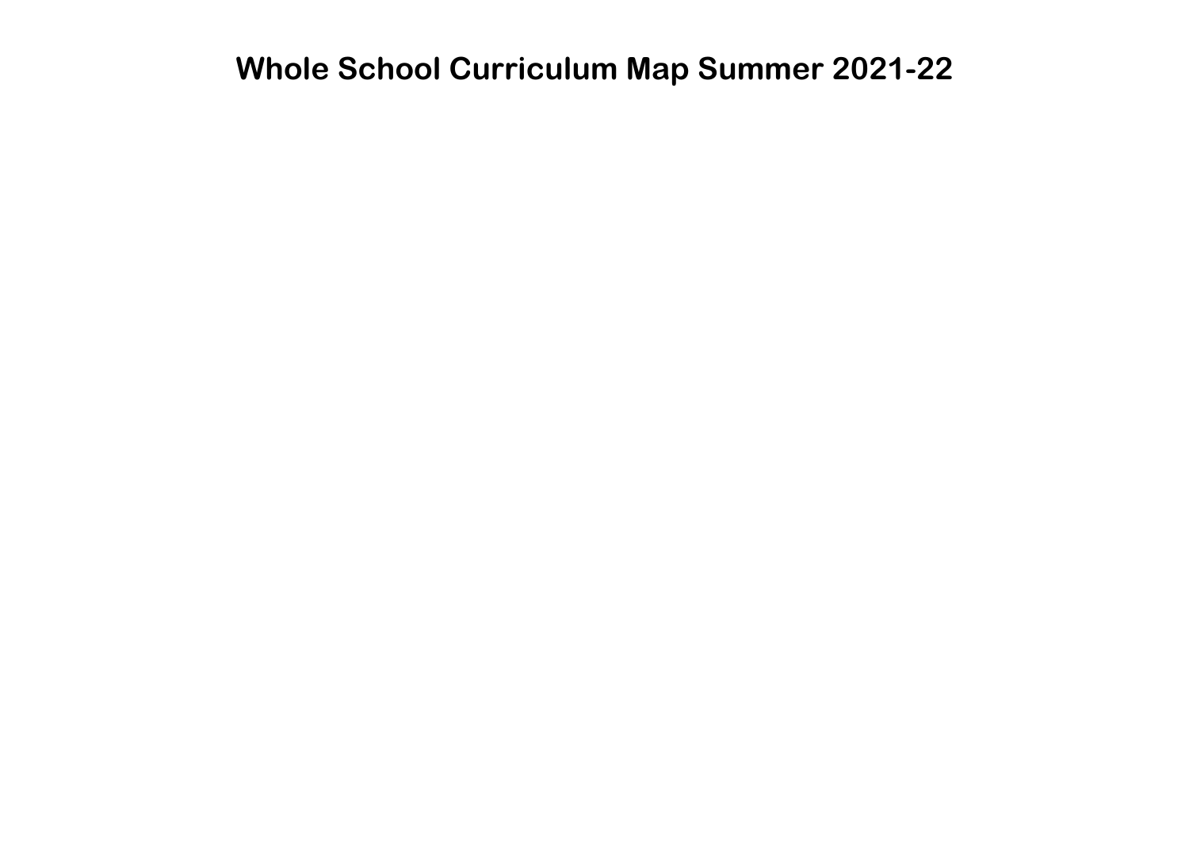# Whole School Curriculum Map Summer 2021-22